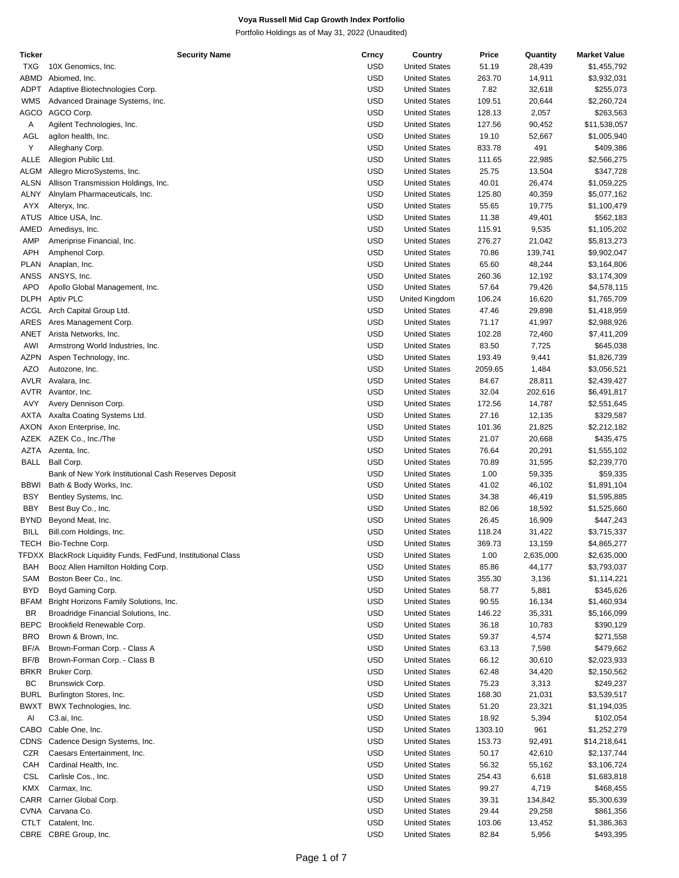# Voya Russell Mid Cap Growth Index Portfolio

Portfolio Holdings as of May 31, 2022 (Unaudited)

| Ticker | Security Name | Crncy | Country | Price | Quantity | Market Value |
|---|---|---|---|---|---|---|
| TXG | 10X Genomics, Inc. | USD | United States | 51.19 | 28,439 | $1,455,792 |
| ABMD | Abiomed, Inc. | USD | United States | 263.70 | 14,911 | $3,932,031 |
| ADPT | Adaptive Biotechnologies Corp. | USD | United States | 7.82 | 32,618 | $255,073 |
| WMS | Advanced Drainage Systems, Inc. | USD | United States | 109.51 | 20,644 | $2,260,724 |
| AGCO | AGCO Corp. | USD | United States | 128.13 | 2,057 | $263,563 |
| A | Agilent Technologies, Inc. | USD | United States | 127.56 | 90,452 | $11,538,057 |
| AGL | agilon health, Inc. | USD | United States | 19.10 | 52,667 | $1,005,940 |
| Y | Alleghany Corp. | USD | United States | 833.78 | 491 | $409,386 |
| ALLE | Allegion Public Ltd. | USD | United States | 111.65 | 22,985 | $2,566,275 |
| ALGM | Allegro MicroSystems, Inc. | USD | United States | 25.75 | 13,504 | $347,728 |
| ALSN | Allison Transmission Holdings, Inc. | USD | United States | 40.01 | 26,474 | $1,059,225 |
| ALNY | Alnylam Pharmaceuticals, Inc. | USD | United States | 125.80 | 40,359 | $5,077,162 |
| AYX | Alteryx, Inc. | USD | United States | 55.65 | 19,775 | $1,100,479 |
| ATUS | Altice USA, Inc. | USD | United States | 11.38 | 49,401 | $562,183 |
| AMED | Amedisys, Inc. | USD | United States | 115.91 | 9,535 | $1,105,202 |
| AMP | Ameriprise Financial, Inc. | USD | United States | 276.27 | 21,042 | $5,813,273 |
| APH | Amphenol Corp. | USD | United States | 70.86 | 139,741 | $9,902,047 |
| PLAN | Anaplan, Inc. | USD | United States | 65.60 | 48,244 | $3,164,806 |
| ANSS | ANSYS, Inc. | USD | United States | 260.36 | 12,192 | $3,174,309 |
| APO | Apollo Global Management, Inc. | USD | United States | 57.64 | 79,426 | $4,578,115 |
| DLPH | Aptiv PLC | USD | United Kingdom | 106.24 | 16,620 | $1,765,709 |
| ACGL | Arch Capital Group Ltd. | USD | United States | 47.46 | 29,898 | $1,418,959 |
| ARES | Ares Management Corp. | USD | United States | 71.17 | 41,997 | $2,988,926 |
| ANET | Arista Networks, Inc. | USD | United States | 102.28 | 72,460 | $7,411,209 |
| AWI | Armstrong World Industries, Inc. | USD | United States | 83.50 | 7,725 | $645,038 |
| AZPN | Aspen Technology, Inc. | USD | United States | 193.49 | 9,441 | $1,826,739 |
| AZO | Autozone, Inc. | USD | United States | 2059.65 | 1,484 | $3,056,521 |
| AVLR | Avalara, Inc. | USD | United States | 84.67 | 28,811 | $2,439,427 |
| AVTR | Avantor, Inc. | USD | United States | 32.04 | 202,616 | $6,491,817 |
| AVY | Avery Dennison Corp. | USD | United States | 172.56 | 14,787 | $2,551,645 |
| AXTA | Axalta Coating Systems Ltd. | USD | United States | 27.16 | 12,135 | $329,587 |
| AXON | Axon Enterprise, Inc. | USD | United States | 101.36 | 21,825 | $2,212,182 |
| AZEK | AZEK Co., Inc./The | USD | United States | 21.07 | 20,668 | $435,475 |
| AZTA | Azenta, Inc. | USD | United States | 76.64 | 20,291 | $1,555,102 |
| BALL | Ball Corp. | USD | United States | 70.89 | 31,595 | $2,239,770 |
| | Bank of New York Institutional Cash Reserves Deposit | USD | United States | 1.00 | 59,335 | $59,335 |
| BBWI | Bath & Body Works, Inc. | USD | United States | 41.02 | 46,102 | $1,891,104 |
| BSY | Bentley Systems, Inc. | USD | United States | 34.38 | 46,419 | $1,595,885 |
| BBY | Best Buy Co., Inc. | USD | United States | 82.06 | 18,592 | $1,525,660 |
| BYND | Beyond Meat, Inc. | USD | United States | 26.45 | 16,909 | $447,243 |
| BILL | Bill.com Holdings, Inc. | USD | United States | 118.24 | 31,422 | $3,715,337 |
| TECH | Bio-Techne Corp. | USD | United States | 369.73 | 13,159 | $4,865,277 |
| TFDXX | BlackRock Liquidity Funds, FedFund, Institutional Class | USD | United States | 1.00 | 2,635,000 | $2,635,000 |
| BAH | Booz Allen Hamilton Holding Corp. | USD | United States | 85.86 | 44,177 | $3,793,037 |
| SAM | Boston Beer Co., Inc. | USD | United States | 355.30 | 3,136 | $1,114,221 |
| BYD | Boyd Gaming Corp. | USD | United States | 58.77 | 5,881 | $345,626 |
| BFAM | Bright Horizons Family Solutions, Inc. | USD | United States | 90.55 | 16,134 | $1,460,934 |
| BR | Broadridge Financial Solutions, Inc. | USD | United States | 146.22 | 35,331 | $5,166,099 |
| BEPC | Brookfield Renewable Corp. | USD | United States | 36.18 | 10,783 | $390,129 |
| BRO | Brown & Brown, Inc. | USD | United States | 59.37 | 4,574 | $271,558 |
| BF/A | Brown-Forman Corp. - Class A | USD | United States | 63.13 | 7,598 | $479,662 |
| BF/B | Brown-Forman Corp. - Class B | USD | United States | 66.12 | 30,610 | $2,023,933 |
| BRKR | Bruker Corp. | USD | United States | 62.48 | 34,420 | $2,150,562 |
| BC | Brunswick Corp. | USD | United States | 75.23 | 3,313 | $249,237 |
| BURL | Burlington Stores, Inc. | USD | United States | 168.30 | 21,031 | $3,539,517 |
| BWXT | BWX Technologies, Inc. | USD | United States | 51.20 | 23,321 | $1,194,035 |
| AI | C3.ai, Inc. | USD | United States | 18.92 | 5,394 | $102,054 |
| CABO | Cable One, Inc. | USD | United States | 1303.10 | 961 | $1,252,279 |
| CDNS | Cadence Design Systems, Inc. | USD | United States | 153.73 | 92,491 | $14,218,641 |
| CZR | Caesars Entertainment, Inc. | USD | United States | 50.17 | 42,610 | $2,137,744 |
| CAH | Cardinal Health, Inc. | USD | United States | 56.32 | 55,162 | $3,106,724 |
| CSL | Carlisle Cos., Inc. | USD | United States | 254.43 | 6,618 | $1,683,818 |
| KMX | Carmax, Inc. | USD | United States | 99.27 | 4,719 | $468,455 |
| CARR | Carrier Global Corp. | USD | United States | 39.31 | 134,842 | $5,300,639 |
| CVNA | Carvana Co. | USD | United States | 29.44 | 29,258 | $861,356 |
| CTLT | Catalent, Inc. | USD | United States | 103.06 | 13,452 | $1,386,363 |
| CBRE | CBRE Group, Inc. | USD | United States | 82.84 | 5,956 | $493,395 |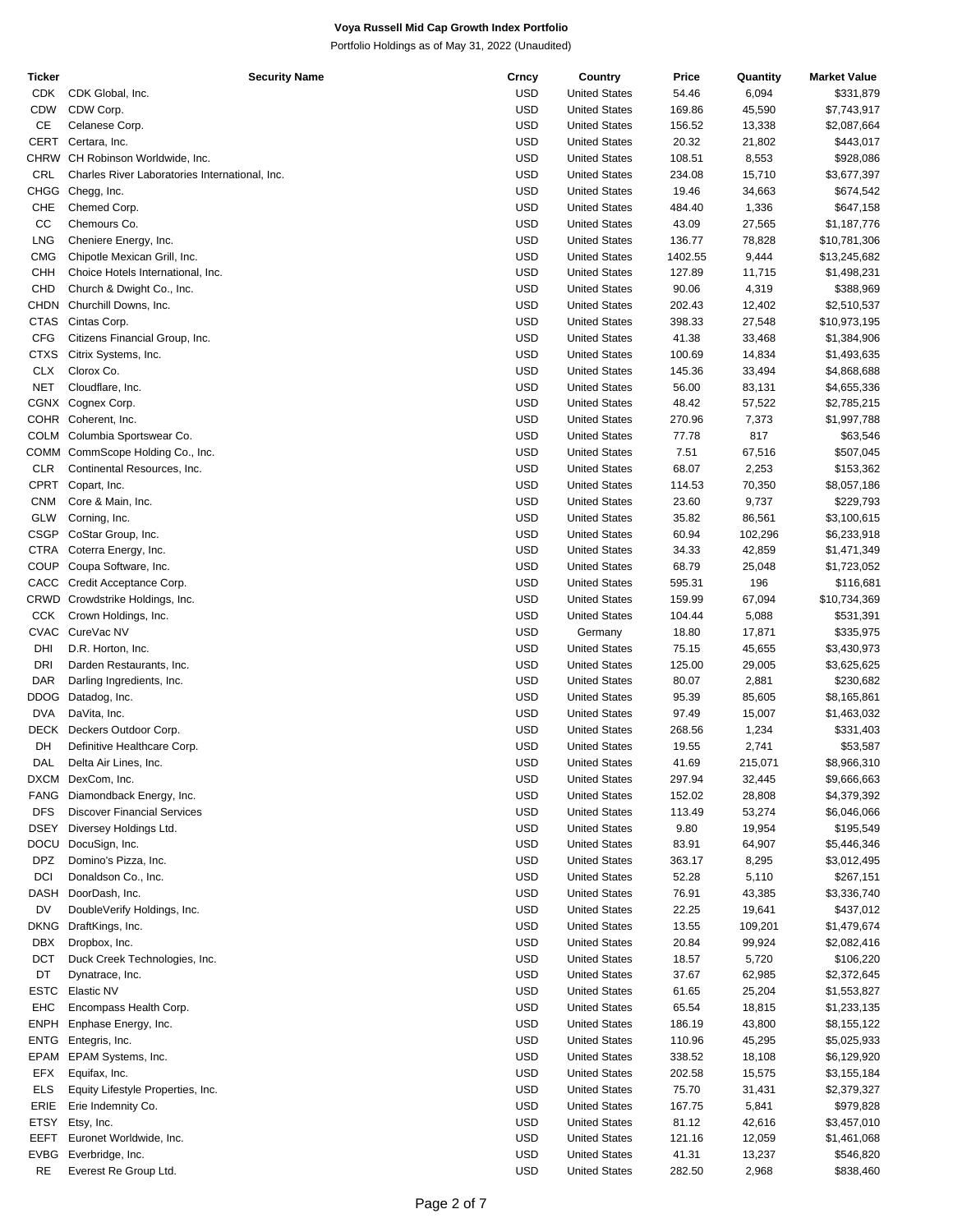**Voya Russell Mid Cap Growth Index Portfolio**

Portfolio Holdings as of May 31, 2022 (Unaudited)

| Ticker | Security Name | Crncy | Country | Price | Quantity | Market Value |
|---|---|---|---|---|---|---|
| CDK | CDK Global, Inc. | USD | United States | 54.46 | 6,094 | $331,879 |
| CDW | CDW Corp. | USD | United States | 169.86 | 45,590 | $7,743,917 |
| CE | Celanese Corp. | USD | United States | 156.52 | 13,338 | $2,087,664 |
| CERT | Certara, Inc. | USD | United States | 20.32 | 21,802 | $443,017 |
| CHRW | CH Robinson Worldwide, Inc. | USD | United States | 108.51 | 8,553 | $928,086 |
| CRL | Charles River Laboratories International, Inc. | USD | United States | 234.08 | 15,710 | $3,677,397 |
| CHGG | Chegg, Inc. | USD | United States | 19.46 | 34,663 | $674,542 |
| CHE | Chemed Corp. | USD | United States | 484.40 | 1,336 | $647,158 |
| CC | Chemours Co. | USD | United States | 43.09 | 27,565 | $1,187,776 |
| LNG | Cheniere Energy, Inc. | USD | United States | 136.77 | 78,828 | $10,781,306 |
| CMG | Chipotle Mexican Grill, Inc. | USD | United States | 1402.55 | 9,444 | $13,245,682 |
| CHH | Choice Hotels International, Inc. | USD | United States | 127.89 | 11,715 | $1,498,231 |
| CHD | Church & Dwight Co., Inc. | USD | United States | 90.06 | 4,319 | $388,969 |
| CHDN | Churchill Downs, Inc. | USD | United States | 202.43 | 12,402 | $2,510,537 |
| CTAS | Cintas Corp. | USD | United States | 398.33 | 27,548 | $10,973,195 |
| CFG | Citizens Financial Group, Inc. | USD | United States | 41.38 | 33,468 | $1,384,906 |
| CTXS | Citrix Systems, Inc. | USD | United States | 100.69 | 14,834 | $1,493,635 |
| CLX | Clorox Co. | USD | United States | 145.36 | 33,494 | $4,868,688 |
| NET | Cloudflare, Inc. | USD | United States | 56.00 | 83,131 | $4,655,336 |
| CGNX | Cognex Corp. | USD | United States | 48.42 | 57,522 | $2,785,215 |
| COHR | Coherent, Inc. | USD | United States | 270.96 | 7,373 | $1,997,788 |
| COLM | Columbia Sportswear Co. | USD | United States | 77.78 | 817 | $63,546 |
| COMM | CommScope Holding Co., Inc. | USD | United States | 7.51 | 67,516 | $507,045 |
| CLR | Continental Resources, Inc. | USD | United States | 68.07 | 2,253 | $153,362 |
| CPRT | Copart, Inc. | USD | United States | 114.53 | 70,350 | $8,057,186 |
| CNM | Core & Main, Inc. | USD | United States | 23.60 | 9,737 | $229,793 |
| GLW | Corning, Inc. | USD | United States | 35.82 | 86,561 | $3,100,615 |
| CSGP | CoStar Group, Inc. | USD | United States | 60.94 | 102,296 | $6,233,918 |
| CTRA | Coterra Energy, Inc. | USD | United States | 34.33 | 42,859 | $1,471,349 |
| COUP | Coupa Software, Inc. | USD | United States | 68.79 | 25,048 | $1,723,052 |
| CACC | Credit Acceptance Corp. | USD | United States | 595.31 | 196 | $116,681 |
| CRWD | Crowdstrike Holdings, Inc. | USD | United States | 159.99 | 67,094 | $10,734,369 |
| CCK | Crown Holdings, Inc. | USD | United States | 104.44 | 5,088 | $531,391 |
| CVAC | CureVac NV | USD | Germany | 18.80 | 17,871 | $335,975 |
| DHI | D.R. Horton, Inc. | USD | United States | 75.15 | 45,655 | $3,430,973 |
| DRI | Darden Restaurants, Inc. | USD | United States | 125.00 | 29,005 | $3,625,625 |
| DAR | Darling Ingredients, Inc. | USD | United States | 80.07 | 2,881 | $230,682 |
| DDOG | Datadog, Inc. | USD | United States | 95.39 | 85,605 | $8,165,861 |
| DVA | DaVita, Inc. | USD | United States | 97.49 | 15,007 | $1,463,032 |
| DECK | Deckers Outdoor Corp. | USD | United States | 268.56 | 1,234 | $331,403 |
| DH | Definitive Healthcare Corp. | USD | United States | 19.55 | 2,741 | $53,587 |
| DAL | Delta Air Lines, Inc. | USD | United States | 41.69 | 215,071 | $8,966,310 |
| DXCM | DexCom, Inc. | USD | United States | 297.94 | 32,445 | $9,666,663 |
| FANG | Diamondback Energy, Inc. | USD | United States | 152.02 | 28,808 | $4,379,392 |
| DFS | Discover Financial Services | USD | United States | 113.49 | 53,274 | $6,046,066 |
| DSEY | Diversey Holdings Ltd. | USD | United States | 9.80 | 19,954 | $195,549 |
| DOCU | DocuSign, Inc. | USD | United States | 83.91 | 64,907 | $5,446,346 |
| DPZ | Domino's Pizza, Inc. | USD | United States | 363.17 | 8,295 | $3,012,495 |
| DCI | Donaldson Co., Inc. | USD | United States | 52.28 | 5,110 | $267,151 |
| DASH | DoorDash, Inc. | USD | United States | 76.91 | 43,385 | $3,336,740 |
| DV | DoubleVerify Holdings, Inc. | USD | United States | 22.25 | 19,641 | $437,012 |
| DKNG | DraftKings, Inc. | USD | United States | 13.55 | 109,201 | $1,479,674 |
| DBX | Dropbox, Inc. | USD | United States | 20.84 | 99,924 | $2,082,416 |
| DCT | Duck Creek Technologies, Inc. | USD | United States | 18.57 | 5,720 | $106,220 |
| DT | Dynatrace, Inc. | USD | United States | 37.67 | 62,985 | $2,372,645 |
| ESTC | Elastic NV | USD | United States | 61.65 | 25,204 | $1,553,827 |
| EHC | Encompass Health Corp. | USD | United States | 65.54 | 18,815 | $1,233,135 |
| ENPH | Enphase Energy, Inc. | USD | United States | 186.19 | 43,800 | $8,155,122 |
| ENTG | Entegris, Inc. | USD | United States | 110.96 | 45,295 | $5,025,933 |
| EPAM | EPAM Systems, Inc. | USD | United States | 338.52 | 18,108 | $6,129,920 |
| EFX | Equifax, Inc. | USD | United States | 202.58 | 15,575 | $3,155,184 |
| ELS | Equity Lifestyle Properties, Inc. | USD | United States | 75.70 | 31,431 | $2,379,327 |
| ERIE | Erie Indemnity Co. | USD | United States | 167.75 | 5,841 | $979,828 |
| ETSY | Etsy, Inc. | USD | United States | 81.12 | 42,616 | $3,457,010 |
| EEFT | Euronet Worldwide, Inc. | USD | United States | 121.16 | 12,059 | $1,461,068 |
| EVBG | Everbridge, Inc. | USD | United States | 41.31 | 13,237 | $546,820 |
| RE | Everest Re Group Ltd. | USD | United States | 282.50 | 2,968 | $838,460 |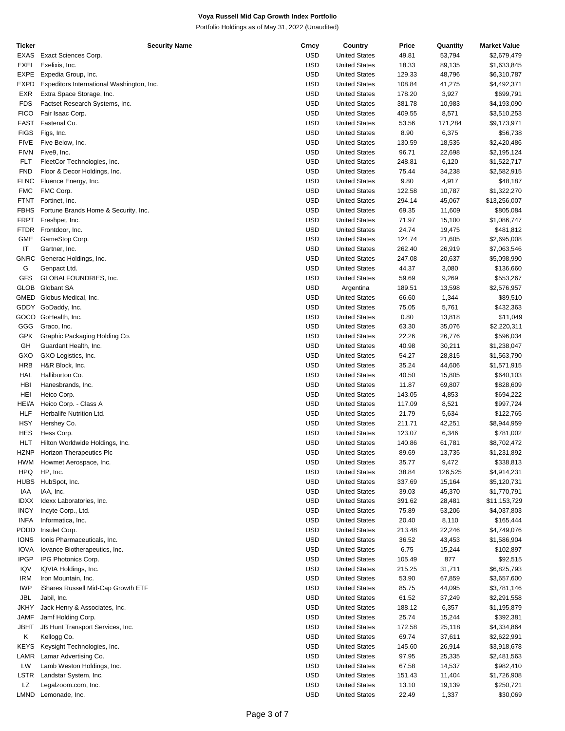**Voya Russell Mid Cap Growth Index Portfolio**

Portfolio Holdings as of May 31, 2022 (Unaudited)

| Ticker | Security Name | Crncy | Country | Price | Quantity | Market Value |
|---|---|---|---|---|---|---|
| EXAS | Exact Sciences Corp. | USD | United States | 49.81 | 53,794 | $2,679,479 |
| EXEL | Exelixis, Inc. | USD | United States | 18.33 | 89,135 | $1,633,845 |
| EXPE | Expedia Group, Inc. | USD | United States | 129.33 | 48,796 | $6,310,787 |
| EXPD | Expeditors International Washington, Inc. | USD | United States | 108.84 | 41,275 | $4,492,371 |
| EXR | Extra Space Storage, Inc. | USD | United States | 178.20 | 3,927 | $699,791 |
| FDS | Factset Research Systems, Inc. | USD | United States | 381.78 | 10,983 | $4,193,090 |
| FICO | Fair Isaac Corp. | USD | United States | 409.55 | 8,571 | $3,510,253 |
| FAST | Fastenal Co. | USD | United States | 53.56 | 171,284 | $9,173,971 |
| FIGS | Figs, Inc. | USD | United States | 8.90 | 6,375 | $56,738 |
| FIVE | Five Below, Inc. | USD | United States | 130.59 | 18,535 | $2,420,486 |
| FIVN | Five9, Inc. | USD | United States | 96.71 | 22,698 | $2,195,124 |
| FLT | FleetCor Technologies, Inc. | USD | United States | 248.81 | 6,120 | $1,522,717 |
| FND | Floor & Decor Holdings, Inc. | USD | United States | 75.44 | 34,238 | $2,582,915 |
| FLNC | Fluence Energy, Inc. | USD | United States | 9.80 | 4,917 | $48,187 |
| FMC | FMC Corp. | USD | United States | 122.58 | 10,787 | $1,322,270 |
| FTNT | Fortinet, Inc. | USD | United States | 294.14 | 45,067 | $13,256,007 |
| FBHS | Fortune Brands Home & Security, Inc. | USD | United States | 69.35 | 11,609 | $805,084 |
| FRPT | Freshpet, Inc. | USD | United States | 71.97 | 15,100 | $1,086,747 |
| FTDR | Frontdoor, Inc. | USD | United States | 24.74 | 19,475 | $481,812 |
| GME | GameStop Corp. | USD | United States | 124.74 | 21,605 | $2,695,008 |
| IT | Gartner, Inc. | USD | United States | 262.40 | 26,919 | $7,063,546 |
| GNRC | Generac Holdings, Inc. | USD | United States | 247.08 | 20,637 | $5,098,990 |
| G | Genpact Ltd. | USD | United States | 44.37 | 3,080 | $136,660 |
| GFS | GLOBALFOUNDRIES, Inc. | USD | United States | 59.69 | 9,269 | $553,267 |
| GLOB | Globant SA | USD | Argentina | 189.51 | 13,598 | $2,576,957 |
| GMED | Globus Medical, Inc. | USD | United States | 66.60 | 1,344 | $89,510 |
| GDDY | GoDaddy, Inc. | USD | United States | 75.05 | 5,761 | $432,363 |
| GOCO | GoHealth, Inc. | USD | United States | 0.80 | 13,818 | $11,049 |
| GGG | Graco, Inc. | USD | United States | 63.30 | 35,076 | $2,220,311 |
| GPK | Graphic Packaging Holding Co. | USD | United States | 22.26 | 26,776 | $596,034 |
| GH | Guardant Health, Inc. | USD | United States | 40.98 | 30,211 | $1,238,047 |
| GXO | GXO Logistics, Inc. | USD | United States | 54.27 | 28,815 | $1,563,790 |
| HRB | H&R Block, Inc. | USD | United States | 35.24 | 44,606 | $1,571,915 |
| HAL | Halliburton Co. | USD | United States | 40.50 | 15,805 | $640,103 |
| HBI | Hanesbrands, Inc. | USD | United States | 11.87 | 69,807 | $828,609 |
| HEI | Heico Corp. | USD | United States | 143.05 | 4,853 | $694,222 |
| HEI/A | Heico Corp. - Class A | USD | United States | 117.09 | 8,521 | $997,724 |
| HLF | Herbalife Nutrition Ltd. | USD | United States | 21.79 | 5,634 | $122,765 |
| HSY | Hershey Co. | USD | United States | 211.71 | 42,251 | $8,944,959 |
| HES | Hess Corp. | USD | United States | 123.07 | 6,346 | $781,002 |
| HLT | Hilton Worldwide Holdings, Inc. | USD | United States | 140.86 | 61,781 | $8,702,472 |
| HZNP | Horizon Therapeutics Plc | USD | United States | 89.69 | 13,735 | $1,231,892 |
| HWM | Howmet Aerospace, Inc. | USD | United States | 35.77 | 9,472 | $338,813 |
| HPQ | HP, Inc. | USD | United States | 38.84 | 126,525 | $4,914,231 |
| HUBS | HubSpot, Inc. | USD | United States | 337.69 | 15,164 | $5,120,731 |
| IAA | IAA, Inc. | USD | United States | 39.03 | 45,370 | $1,770,791 |
| IDXX | Idexx Laboratories, Inc. | USD | United States | 391.62 | 28,481 | $11,153,729 |
| INCY | Incyte Corp., Ltd. | USD | United States | 75.89 | 53,206 | $4,037,803 |
| INFA | Informatica, Inc. | USD | United States | 20.40 | 8,110 | $165,444 |
| PODD | Insulet Corp. | USD | United States | 213.48 | 22,246 | $4,749,076 |
| IONS | Ionis Pharmaceuticals, Inc. | USD | United States | 36.52 | 43,453 | $1,586,904 |
| IOVA | Iovance Biotherapeutics, Inc. | USD | United States | 6.75 | 15,244 | $102,897 |
| IPGP | IPG Photonics Corp. | USD | United States | 105.49 | 877 | $92,515 |
| IQV | IQVIA Holdings, Inc. | USD | United States | 215.25 | 31,711 | $6,825,793 |
| IRM | Iron Mountain, Inc. | USD | United States | 53.90 | 67,859 | $3,657,600 |
| IWP | iShares Russell Mid-Cap Growth ETF | USD | United States | 85.75 | 44,095 | $3,781,146 |
| JBL | Jabil, Inc. | USD | United States | 61.52 | 37,249 | $2,291,558 |
| JKHY | Jack Henry & Associates, Inc. | USD | United States | 188.12 | 6,357 | $1,195,879 |
| JAMF | Jamf Holding Corp. | USD | United States | 25.74 | 15,244 | $392,381 |
| JBHT | JB Hunt Transport Services, Inc. | USD | United States | 172.58 | 25,118 | $4,334,864 |
| K | Kellogg Co. | USD | United States | 69.74 | 37,611 | $2,622,991 |
| KEYS | Keysight Technologies, Inc. | USD | United States | 145.60 | 26,914 | $3,918,678 |
| LAMR | Lamar Advertising Co. | USD | United States | 97.95 | 25,335 | $2,481,563 |
| LW | Lamb Weston Holdings, Inc. | USD | United States | 67.58 | 14,537 | $982,410 |
| LSTR | Landstar System, Inc. | USD | United States | 151.43 | 11,404 | $1,726,908 |
| LZ | Legalzoom.com, Inc. | USD | United States | 13.10 | 19,139 | $250,721 |
| LMND | Lemonade, Inc. | USD | United States | 22.49 | 1,337 | $30,069 |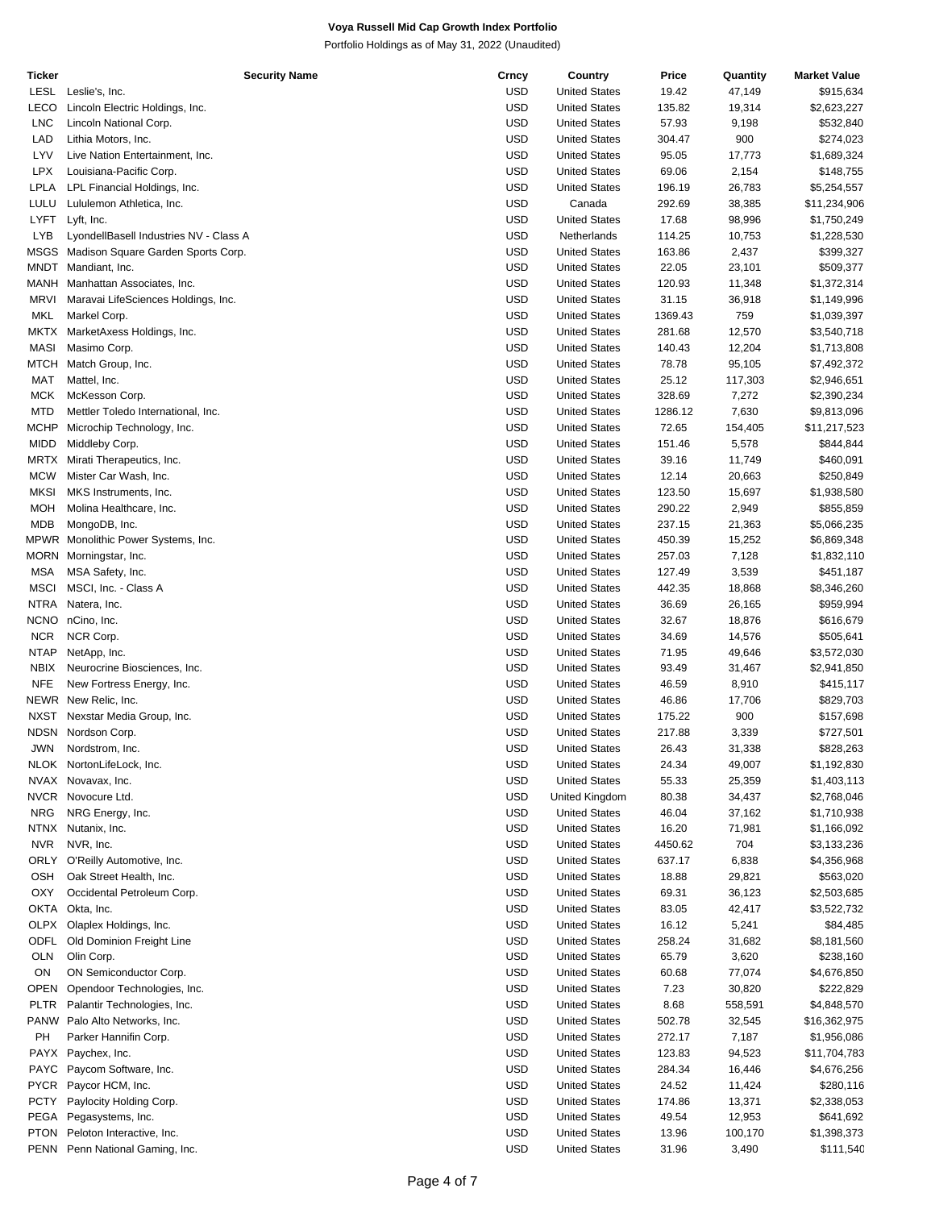**Voya Russell Mid Cap Growth Index Portfolio**

Portfolio Holdings as of May 31, 2022 (Unaudited)

| Ticker | Security Name | Crncy | Country | Price | Quantity | Market Value |
|---|---|---|---|---|---|---|
| LESL | Leslie's, Inc. | USD | United States | 19.42 | 47,149 | $915,634 |
| LECO | Lincoln Electric Holdings, Inc. | USD | United States | 135.82 | 19,314 | $2,623,227 |
| LNC | Lincoln National Corp. | USD | United States | 57.93 | 9,198 | $532,840 |
| LAD | Lithia Motors, Inc. | USD | United States | 304.47 | 900 | $274,023 |
| LYV | Live Nation Entertainment, Inc. | USD | United States | 95.05 | 17,773 | $1,689,324 |
| LPX | Louisiana-Pacific Corp. | USD | United States | 69.06 | 2,154 | $148,755 |
| LPLA | LPL Financial Holdings, Inc. | USD | United States | 196.19 | 26,783 | $5,254,557 |
| LULU | Lululemon Athletica, Inc. | USD | Canada | 292.69 | 38,385 | $11,234,906 |
| LYFT | Lyft, Inc. | USD | United States | 17.68 | 98,996 | $1,750,249 |
| LYB | LyondellBasell Industries NV - Class A | USD | Netherlands | 114.25 | 10,753 | $1,228,530 |
| MSGS | Madison Square Garden Sports Corp. | USD | United States | 163.86 | 2,437 | $399,327 |
| MNDT | Mandiant, Inc. | USD | United States | 22.05 | 23,101 | $509,377 |
| MANH | Manhattan Associates, Inc. | USD | United States | 120.93 | 11,348 | $1,372,314 |
| MRVI | Maravai LifeSciences Holdings, Inc. | USD | United States | 31.15 | 36,918 | $1,149,996 |
| MKL | Markel Corp. | USD | United States | 1369.43 | 759 | $1,039,397 |
| MKTX | MarketAxess Holdings, Inc. | USD | United States | 281.68 | 12,570 | $3,540,718 |
| MASI | Masimo Corp. | USD | United States | 140.43 | 12,204 | $1,713,808 |
| MTCH | Match Group, Inc. | USD | United States | 78.78 | 95,105 | $7,492,372 |
| MAT | Mattel, Inc. | USD | United States | 25.12 | 117,303 | $2,946,651 |
| MCK | McKesson Corp. | USD | United States | 328.69 | 7,272 | $2,390,234 |
| MTD | Mettler Toledo International, Inc. | USD | United States | 1286.12 | 7,630 | $9,813,096 |
| MCHP | Microchip Technology, Inc. | USD | United States | 72.65 | 154,405 | $11,217,523 |
| MIDD | Middleby Corp. | USD | United States | 151.46 | 5,578 | $844,844 |
| MRTX | Mirati Therapeutics, Inc. | USD | United States | 39.16 | 11,749 | $460,091 |
| MCW | Mister Car Wash, Inc. | USD | United States | 12.14 | 20,663 | $250,849 |
| MKSI | MKS Instruments, Inc. | USD | United States | 123.50 | 15,697 | $1,938,580 |
| MOH | Molina Healthcare, Inc. | USD | United States | 290.22 | 2,949 | $855,859 |
| MDB | MongoDB, Inc. | USD | United States | 237.15 | 21,363 | $5,066,235 |
| MPWR | Monolithic Power Systems, Inc. | USD | United States | 450.39 | 15,252 | $6,869,348 |
| MORN | Morningstar, Inc. | USD | United States | 257.03 | 7,128 | $1,832,110 |
| MSA | MSA Safety, Inc. | USD | United States | 127.49 | 3,539 | $451,187 |
| MSCI | MSCI, Inc. - Class A | USD | United States | 442.35 | 18,868 | $8,346,260 |
| NTRA | Natera, Inc. | USD | United States | 36.69 | 26,165 | $959,994 |
| NCNO | nCino, Inc. | USD | United States | 32.67 | 18,876 | $616,679 |
| NCR | NCR Corp. | USD | United States | 34.69 | 14,576 | $505,641 |
| NTAP | NetApp, Inc. | USD | United States | 71.95 | 49,646 | $3,572,030 |
| NBIX | Neurocrine Biosciences, Inc. | USD | United States | 93.49 | 31,467 | $2,941,850 |
| NFE | New Fortress Energy, Inc. | USD | United States | 46.59 | 8,910 | $415,117 |
| NEWR | New Relic, Inc. | USD | United States | 46.86 | 17,706 | $829,703 |
| NXST | Nexstar Media Group, Inc. | USD | United States | 175.22 | 900 | $157,698 |
| NDSN | Nordson Corp. | USD | United States | 217.88 | 3,339 | $727,501 |
| JWN | Nordstrom, Inc. | USD | United States | 26.43 | 31,338 | $828,263 |
| NLOK | NortonLifeLock, Inc. | USD | United States | 24.34 | 49,007 | $1,192,830 |
| NVAX | Novavax, Inc. | USD | United States | 55.33 | 25,359 | $1,403,113 |
| NVCR | Novocure Ltd. | USD | United Kingdom | 80.38 | 34,437 | $2,768,046 |
| NRG | NRG Energy, Inc. | USD | United States | 46.04 | 37,162 | $1,710,938 |
| NTNX | Nutanix, Inc. | USD | United States | 16.20 | 71,981 | $1,166,092 |
| NVR | NVR, Inc. | USD | United States | 4450.62 | 704 | $3,133,236 |
| ORLY | O'Reilly Automotive, Inc. | USD | United States | 637.17 | 6,838 | $4,356,968 |
| OSH | Oak Street Health, Inc. | USD | United States | 18.88 | 29,821 | $563,020 |
| OXY | Occidental Petroleum Corp. | USD | United States | 69.31 | 36,123 | $2,503,685 |
| OKTA | Okta, Inc. | USD | United States | 83.05 | 42,417 | $3,522,732 |
| OLPX | Olaplex Holdings, Inc. | USD | United States | 16.12 | 5,241 | $84,485 |
| ODFL | Old Dominion Freight Line | USD | United States | 258.24 | 31,682 | $8,181,560 |
| OLN | Olin Corp. | USD | United States | 65.79 | 3,620 | $238,160 |
| ON | ON Semiconductor Corp. | USD | United States | 60.68 | 77,074 | $4,676,850 |
| OPEN | Opendoor Technologies, Inc. | USD | United States | 7.23 | 30,820 | $222,829 |
| PLTR | Palantir Technologies, Inc. | USD | United States | 8.68 | 558,591 | $4,848,570 |
| PANW | Palo Alto Networks, Inc. | USD | United States | 502.78 | 32,545 | $16,362,975 |
| PH | Parker Hannifin Corp. | USD | United States | 272.17 | 7,187 | $1,956,086 |
| PAYX | Paychex, Inc. | USD | United States | 123.83 | 94,523 | $11,704,783 |
| PAYC | Paycom Software, Inc. | USD | United States | 284.34 | 16,446 | $4,676,256 |
| PYCR | Paycor HCM, Inc. | USD | United States | 24.52 | 11,424 | $280,116 |
| PCTY | Paylocity Holding Corp. | USD | United States | 174.86 | 13,371 | $2,338,053 |
| PEGA | Pegasystems, Inc. | USD | United States | 49.54 | 12,953 | $641,692 |
| PTON | Peloton Interactive, Inc. | USD | United States | 13.96 | 100,170 | $1,398,373 |
| PENN | Penn National Gaming, Inc. | USD | United States | 31.96 | 3,490 | $111,540 |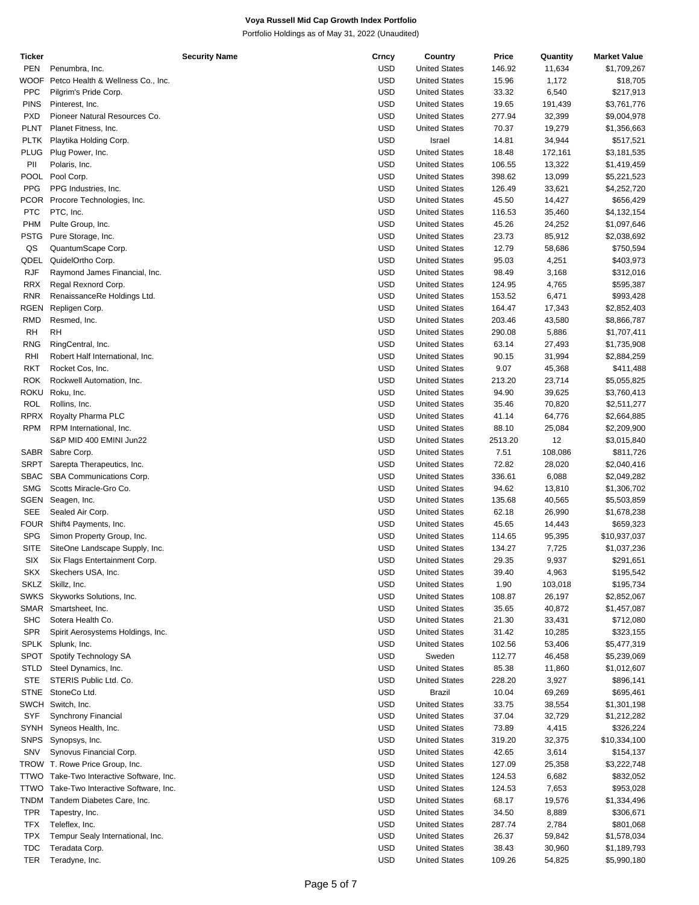**Voya Russell Mid Cap Growth Index Portfolio**

Portfolio Holdings as of May 31, 2022 (Unaudited)

| Ticker | Security Name | Crncy | Country | Price | Quantity | Market Value |
|---|---|---|---|---|---|---|
| PEN | Penumbra, Inc. | USD | United States | 146.92 | 11,634 | $1,709,267 |
| WOOF | Petco Health & Wellness Co., Inc. | USD | United States | 15.96 | 1,172 | $18,705 |
| PPC | Pilgrim's Pride Corp. | USD | United States | 33.32 | 6,540 | $217,913 |
| PINS | Pinterest, Inc. | USD | United States | 19.65 | 191,439 | $3,761,776 |
| PXD | Pioneer Natural Resources Co. | USD | United States | 277.94 | 32,399 | $9,004,978 |
| PLNT | Planet Fitness, Inc. | USD | United States | 70.37 | 19,279 | $1,356,663 |
| PLTK | Playtika Holding Corp. | USD | Israel | 14.81 | 34,944 | $517,521 |
| PLUG | Plug Power, Inc. | USD | United States | 18.48 | 172,161 | $3,181,535 |
| PII | Polaris, Inc. | USD | United States | 106.55 | 13,322 | $1,419,459 |
| POOL | Pool Corp. | USD | United States | 398.62 | 13,099 | $5,221,523 |
| PPG | PPG Industries, Inc. | USD | United States | 126.49 | 33,621 | $4,252,720 |
| PCOR | Procore Technologies, Inc. | USD | United States | 45.50 | 14,427 | $656,429 |
| PTC | PTC, Inc. | USD | United States | 116.53 | 35,460 | $4,132,154 |
| PHM | Pulte Group, Inc. | USD | United States | 45.26 | 24,252 | $1,097,646 |
| PSTG | Pure Storage, Inc. | USD | United States | 23.73 | 85,912 | $2,038,692 |
| QS | QuantumScape Corp. | USD | United States | 12.79 | 58,686 | $750,594 |
| QDEL | QuidelOrtho Corp. | USD | United States | 95.03 | 4,251 | $403,973 |
| RJF | Raymond James Financial, Inc. | USD | United States | 98.49 | 3,168 | $312,016 |
| RRX | Regal Rexnord Corp. | USD | United States | 124.95 | 4,765 | $595,387 |
| RNR | RenaissanceRe Holdings Ltd. | USD | United States | 153.52 | 6,471 | $993,428 |
| RGEN | Repligen Corp. | USD | United States | 164.47 | 17,343 | $2,852,403 |
| RMD | Resmed, Inc. | USD | United States | 203.46 | 43,580 | $8,866,787 |
| RH | RH | USD | United States | 290.08 | 5,886 | $1,707,411 |
| RNG | RingCentral, Inc. | USD | United States | 63.14 | 27,493 | $1,735,908 |
| RHI | Robert Half International, Inc. | USD | United States | 90.15 | 31,994 | $2,884,259 |
| RKT | Rocket Cos, Inc. | USD | United States | 9.07 | 45,368 | $411,488 |
| ROK | Rockwell Automation, Inc. | USD | United States | 213.20 | 23,714 | $5,055,825 |
| ROKU | Roku, Inc. | USD | United States | 94.90 | 39,625 | $3,760,413 |
| ROL | Rollins, Inc. | USD | United States | 35.46 | 70,820 | $2,511,277 |
| RPRX | Royalty Pharma PLC | USD | United States | 41.14 | 64,776 | $2,664,885 |
| RPM | RPM International, Inc. | USD | United States | 88.10 | 25,084 | $2,209,900 |
| | S&P MID 400 EMINI Jun22 | USD | United States | 2513.20 | 12 | $3,015,840 |
| SABR | Sabre Corp. | USD | United States | 7.51 | 108,086 | $811,726 |
| SRPT | Sarepta Therapeutics, Inc. | USD | United States | 72.82 | 28,020 | $2,040,416 |
| SBAC | SBA Communications Corp. | USD | United States | 336.61 | 6,088 | $2,049,282 |
| SMG | Scotts Miracle-Gro Co. | USD | United States | 94.62 | 13,810 | $1,306,702 |
| SGEN | Seagen, Inc. | USD | United States | 135.68 | 40,565 | $5,503,859 |
| SEE | Sealed Air Corp. | USD | United States | 62.18 | 26,990 | $1,678,238 |
| FOUR | Shift4 Payments, Inc. | USD | United States | 45.65 | 14,443 | $659,323 |
| SPG | Simon Property Group, Inc. | USD | United States | 114.65 | 95,395 | $10,937,037 |
| SITE | SiteOne Landscape Supply, Inc. | USD | United States | 134.27 | 7,725 | $1,037,236 |
| SIX | Six Flags Entertainment Corp. | USD | United States | 29.35 | 9,937 | $291,651 |
| SKX | Skechers USA, Inc. | USD | United States | 39.40 | 4,963 | $195,542 |
| SKLZ | Skillz, Inc. | USD | United States | 1.90 | 103,018 | $195,734 |
| SWKS | Skyworks Solutions, Inc. | USD | United States | 108.87 | 26,197 | $2,852,067 |
| SMAR | Smartsheet, Inc. | USD | United States | 35.65 | 40,872 | $1,457,087 |
| SHC | Sotera Health Co. | USD | United States | 21.30 | 33,431 | $712,080 |
| SPR | Spirit Aerosystems Holdings, Inc. | USD | United States | 31.42 | 10,285 | $323,155 |
| SPLK | Splunk, Inc. | USD | United States | 102.56 | 53,406 | $5,477,319 |
| SPOT | Spotify Technology SA | USD | Sweden | 112.77 | 46,458 | $5,239,069 |
| STLD | Steel Dynamics, Inc. | USD | United States | 85.38 | 11,860 | $1,012,607 |
| STE | STERIS Public Ltd. Co. | USD | United States | 228.20 | 3,927 | $896,141 |
| STNE | StoneCo Ltd. | USD | Brazil | 10.04 | 69,269 | $695,461 |
| SWCH | Switch, Inc. | USD | United States | 33.75 | 38,554 | $1,301,198 |
| SYF | Synchrony Financial | USD | United States | 37.04 | 32,729 | $1,212,282 |
| SYNH | Syneos Health, Inc. | USD | United States | 73.89 | 4,415 | $326,224 |
| SNPS | Synopsys, Inc. | USD | United States | 319.20 | 32,375 | $10,334,100 |
| SNV | Synovus Financial Corp. | USD | United States | 42.65 | 3,614 | $154,137 |
| TROW | T. Rowe Price Group, Inc. | USD | United States | 127.09 | 25,358 | $3,222,748 |
| TTWO | Take-Two Interactive Software, Inc. | USD | United States | 124.53 | 6,682 | $832,052 |
| TTWO | Take-Two Interactive Software, Inc. | USD | United States | 124.53 | 7,653 | $953,028 |
| TNDM | Tandem Diabetes Care, Inc. | USD | United States | 68.17 | 19,576 | $1,334,496 |
| TPR | Tapestry, Inc. | USD | United States | 34.50 | 8,889 | $306,671 |
| TFX | Teleflex, Inc. | USD | United States | 287.74 | 2,784 | $801,068 |
| TPX | Tempur Sealy International, Inc. | USD | United States | 26.37 | 59,842 | $1,578,034 |
| TDC | Teradata Corp. | USD | United States | 38.43 | 30,960 | $1,189,793 |
| TER | Teradyne, Inc. | USD | United States | 109.26 | 54,825 | $5,990,180 |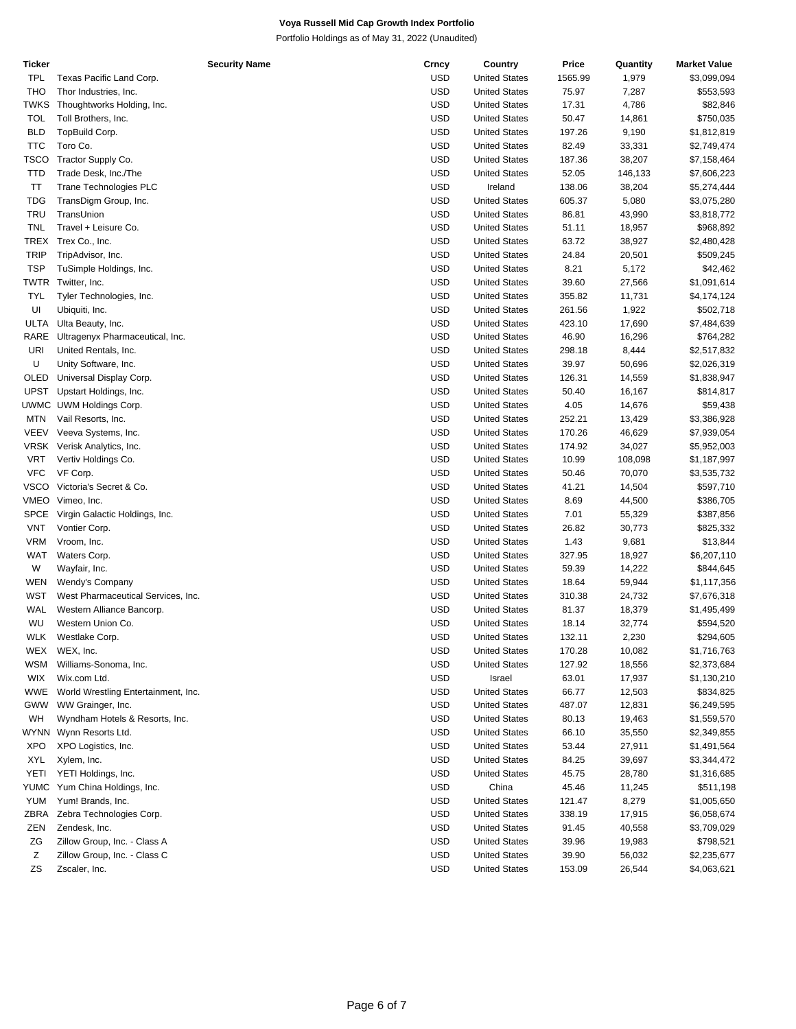**Voya Russell Mid Cap Growth Index Portfolio**

Portfolio Holdings as of May 31, 2022 (Unaudited)

| Ticker | Security Name | Crncy | Country | Price | Quantity | Market Value |
|---|---|---|---|---|---|---|
| TPL | Texas Pacific Land Corp. | USD | United States | 1565.99 | 1,979 | $3,099,094 |
| THO | Thor Industries, Inc. | USD | United States | 75.97 | 7,287 | $553,593 |
| TWKS | Thoughtworks Holding, Inc. | USD | United States | 17.31 | 4,786 | $82,846 |
| TOL | Toll Brothers, Inc. | USD | United States | 50.47 | 14,861 | $750,035 |
| BLD | TopBuild Corp. | USD | United States | 197.26 | 9,190 | $1,812,819 |
| TTC | Toro Co. | USD | United States | 82.49 | 33,331 | $2,749,474 |
| TSCO | Tractor Supply Co. | USD | United States | 187.36 | 38,207 | $7,158,464 |
| TTD | Trade Desk, Inc./The | USD | United States | 52.05 | 146,133 | $7,606,223 |
| TT | Trane Technologies PLC | USD | Ireland | 138.06 | 38,204 | $5,274,444 |
| TDG | TransDigm Group, Inc. | USD | United States | 605.37 | 5,080 | $3,075,280 |
| TRU | TransUnion | USD | United States | 86.81 | 43,990 | $3,818,772 |
| TNL | Travel + Leisure Co. | USD | United States | 51.11 | 18,957 | $968,892 |
| TREX | Trex Co., Inc. | USD | United States | 63.72 | 38,927 | $2,480,428 |
| TRIP | TripAdvisor, Inc. | USD | United States | 24.84 | 20,501 | $509,245 |
| TSP | TuSimple Holdings, Inc. | USD | United States | 8.21 | 5,172 | $42,462 |
| TWTR | Twitter, Inc. | USD | United States | 39.60 | 27,566 | $1,091,614 |
| TYL | Tyler Technologies, Inc. | USD | United States | 355.82 | 11,731 | $4,174,124 |
| UI | Ubiquiti, Inc. | USD | United States | 261.56 | 1,922 | $502,718 |
| ULTA | Ulta Beauty, Inc. | USD | United States | 423.10 | 17,690 | $7,484,639 |
| RARE | Ultragenyx Pharmaceutical, Inc. | USD | United States | 46.90 | 16,296 | $764,282 |
| URI | United Rentals, Inc. | USD | United States | 298.18 | 8,444 | $2,517,832 |
| U | Unity Software, Inc. | USD | United States | 39.97 | 50,696 | $2,026,319 |
| OLED | Universal Display Corp. | USD | United States | 126.31 | 14,559 | $1,838,947 |
| UPST | Upstart Holdings, Inc. | USD | United States | 50.40 | 16,167 | $814,817 |
| UWMC | UWM Holdings Corp. | USD | United States | 4.05 | 14,676 | $59,438 |
| MTN | Vail Resorts, Inc. | USD | United States | 252.21 | 13,429 | $3,386,928 |
| VEEV | Veeva Systems, Inc. | USD | United States | 170.26 | 46,629 | $7,939,054 |
| VRSK | Verisk Analytics, Inc. | USD | United States | 174.92 | 34,027 | $5,952,003 |
| VRT | Vertiv Holdings Co. | USD | United States | 10.99 | 108,098 | $1,187,997 |
| VFC | VF Corp. | USD | United States | 50.46 | 70,070 | $3,535,732 |
| VSCO | Victoria's Secret & Co. | USD | United States | 41.21 | 14,504 | $597,710 |
| VMEO | Vimeo, Inc. | USD | United States | 8.69 | 44,500 | $386,705 |
| SPCE | Virgin Galactic Holdings, Inc. | USD | United States | 7.01 | 55,329 | $387,856 |
| VNT | Vontier Corp. | USD | United States | 26.82 | 30,773 | $825,332 |
| VRM | Vroom, Inc. | USD | United States | 1.43 | 9,681 | $13,844 |
| WAT | Waters Corp. | USD | United States | 327.95 | 18,927 | $6,207,110 |
| W | Wayfair, Inc. | USD | United States | 59.39 | 14,222 | $844,645 |
| WEN | Wendy's Company | USD | United States | 18.64 | 59,944 | $1,117,356 |
| WST | West Pharmaceutical Services, Inc. | USD | United States | 310.38 | 24,732 | $7,676,318 |
| WAL | Western Alliance Bancorp. | USD | United States | 81.37 | 18,379 | $1,495,499 |
| WU | Western Union Co. | USD | United States | 18.14 | 32,774 | $594,520 |
| WLK | Westlake Corp. | USD | United States | 132.11 | 2,230 | $294,605 |
| WEX | WEX, Inc. | USD | United States | 170.28 | 10,082 | $1,716,763 |
| WSM | Williams-Sonoma, Inc. | USD | United States | 127.92 | 18,556 | $2,373,684 |
| WIX | Wix.com Ltd. | USD | Israel | 63.01 | 17,937 | $1,130,210 |
| WWE | World Wrestling Entertainment, Inc. | USD | United States | 66.77 | 12,503 | $834,825 |
| GWW | WW Grainger, Inc. | USD | United States | 487.07 | 12,831 | $6,249,595 |
| WH | Wyndham Hotels & Resorts, Inc. | USD | United States | 80.13 | 19,463 | $1,559,570 |
| WYNN | Wynn Resorts Ltd. | USD | United States | 66.10 | 35,550 | $2,349,855 |
| XPO | XPO Logistics, Inc. | USD | United States | 53.44 | 27,911 | $1,491,564 |
| XYL | Xylem, Inc. | USD | United States | 84.25 | 39,697 | $3,344,472 |
| YETI | YETI Holdings, Inc. | USD | United States | 45.75 | 28,780 | $1,316,685 |
| YUMC | Yum China Holdings, Inc. | USD | China | 45.46 | 11,245 | $511,198 |
| YUM | Yum! Brands, Inc. | USD | United States | 121.47 | 8,279 | $1,005,650 |
| ZBRA | Zebra Technologies Corp. | USD | United States | 338.19 | 17,915 | $6,058,674 |
| ZEN | Zendesk, Inc. | USD | United States | 91.45 | 40,558 | $3,709,029 |
| ZG | Zillow Group, Inc. - Class A | USD | United States | 39.96 | 19,983 | $798,521 |
| Z | Zillow Group, Inc. - Class C | USD | United States | 39.90 | 56,032 | $2,235,677 |
| ZS | Zscaler, Inc. | USD | United States | 153.09 | 26,544 | $4,063,621 |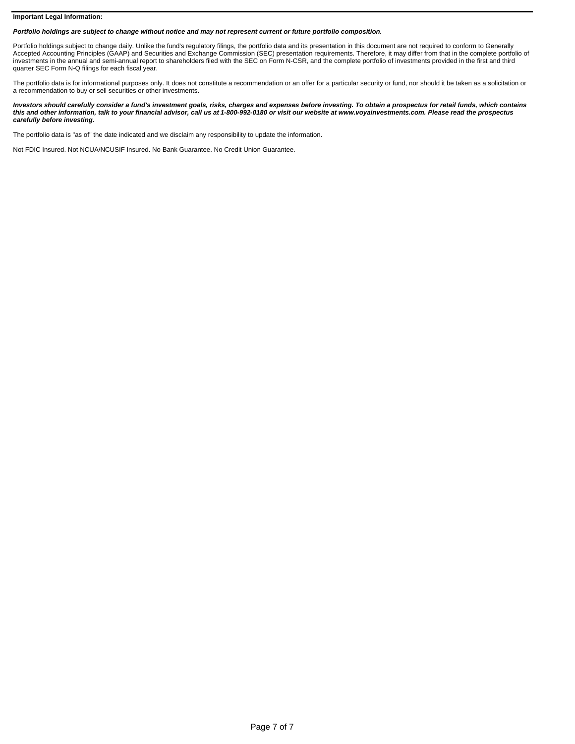**Important Legal Information:**

***Portfolio holdings are subject to change without notice and may not represent current or future portfolio composition.***

Portfolio holdings subject to change daily. Unlike the fund's regulatory filings, the portfolio data and its presentation in this document are not required to conform to Generally Accepted Accounting Principles (GAAP) and Securities and Exchange Commission (SEC) presentation requirements. Therefore, it may differ from that in the complete portfolio of investments in the annual and semi-annual report to shareholders filed with the SEC on Form N-CSR, and the complete portfolio of investments provided in the first and third quarter SEC Form N-Q filings for each fiscal year.

The portfolio data is for informational purposes only. It does not constitute a recommendation or an offer for a particular security or fund, nor should it be taken as a solicitation or a recommendation to buy or sell securities or other investments.

***Investors should carefully consider a fund's investment goals, risks, charges and expenses before investing. To obtain a prospectus for retail funds, which contains this and other information, talk to your financial advisor, call us at 1-800-992-0180 or visit our website at www.voyainvestments.com. Please read the prospectus carefully before investing.***

The portfolio data is "as of" the date indicated and we disclaim any responsibility to update the information.

Not FDIC Insured. Not NCUA/NCUSIF Insured. No Bank Guarantee. No Credit Union Guarantee.